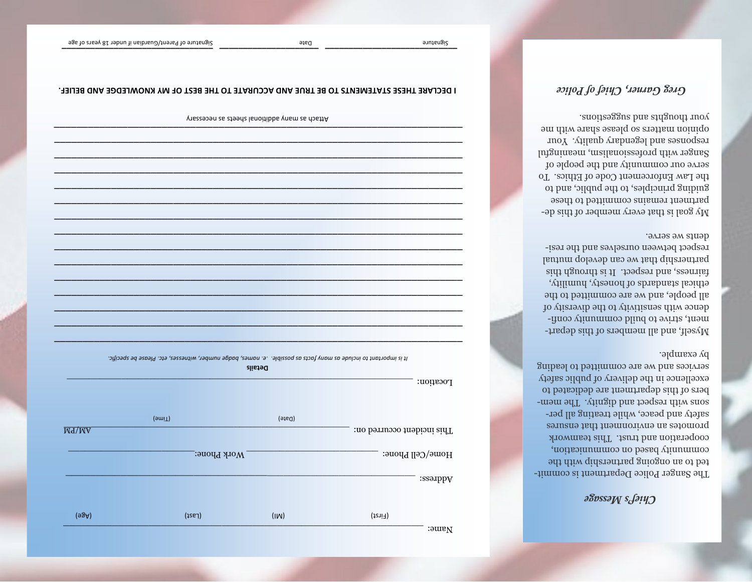## Chief's Message

The Sanger Police Department is committed to an ongoing partnership with the community based on communication, cooperation and trust. This teamwork promotes an environment that ensures safety and peace, while treating all persons with respect and dignity. The members of this department are dedicated to excellence in the delivery of public safety services and we are committed to leading by example.

Myself, and all members of this department, strive to build community confidence with sensitivity to the diversity of all people, and we are committed to the ethical standards of honesty, humility, fairness, and respect. It is through this partnership that we can develop mutual respect between ourselves and the residents we serve.

My goal is that every member of this department remains committed to these guiding principles, to the public, and to the Law Enforcement Code of Ethics. To serve our community and the people of Sanger with professionalism, meaningful responses and legendary quality. Your opinion matters so please share with me your thoughts and suggestions.

*Greg Garner, Chief of Police*

---

Name: ______________________________________________
(First) (MI) (Last) (Age)

Address: ______________________________________________

Home/Cell Phone: ________________ Work Phone: ________________

This incident occurred on: ________________ ________________ AM/PM
(Date) (Time)

Location: ______________________________________________

**Details**

*It is important to include as many facts as possible. .e. names, badge number, witnesses, etc. Please be specific.*

______________________________________________
______________________________________________
______________________________________________
______________________________________________
______________________________________________
______________________________________________
______________________________________________
______________________________________________
______________________________________________
______________________________________________
______________________________________________
______________________________________________
______________________________________________
______________________________________________
______________________________________________

Attach as many additional sheets as necessary

**I DECLARE THESE STATEMENTS TO BE TRUE AND ACCURATE TO THE BEST OF MY KNOWLEDGE AND BELIEF.**

________________ ________________ ________________
Signature Date Signature of Parent/Guardian if under 18 years of age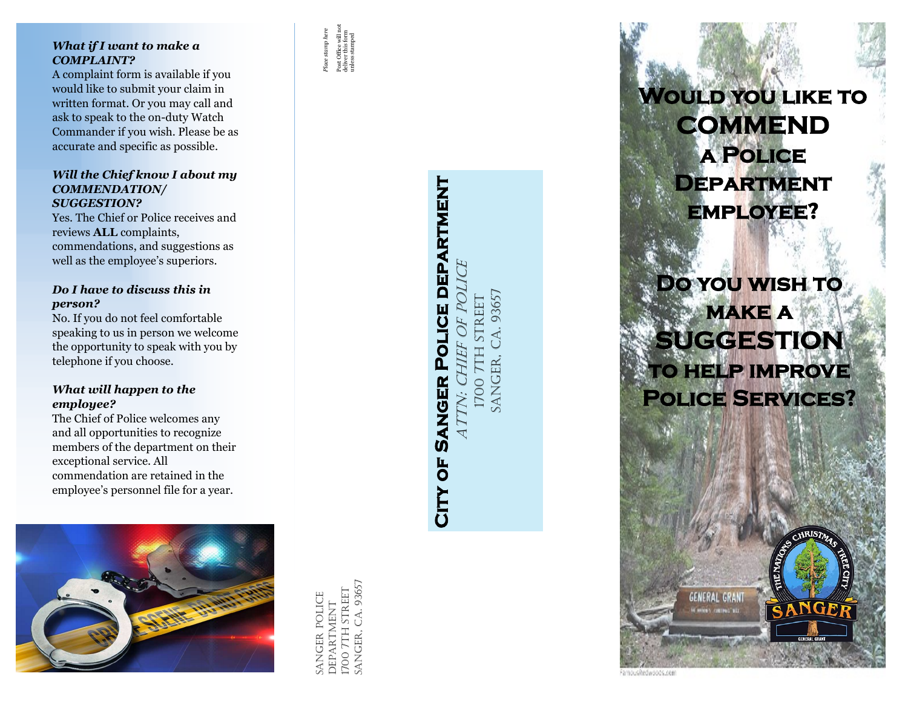***What if I want to make a COMPLAINT?***

A complaint form is available if you would like to submit your claim in written format. Or you may call and ask to speak to the on-duty Watch Commander if you wish. Please be as accurate and specific as possible.

***Will the Chief know I about my COMMENDATION/ SUGGESTION?***

Yes. The Chief or Police receives and reviews **ALL** complaints, commendations, and suggestions as well as the employee's superiors.

***Do I have to discuss this in person?***

No. If you do not feel comfortable speaking to us in person we welcome the opportunity to speak with you by telephone if you choose.

***What will happen to the employee?***

The Chief of Police welcomes any and all opportunities to recognize members of the department on their exceptional service. All commendation are retained in the employee's personnel file for a year.

Sanger Police Department
1700 7th Street
Sanger, CA. 93657

*Place stamp here*

Post Office will not deliver this form unless stamped

**City of Sanger Police department**

*ATTN: Chief of Police*
1700 7th Street
Sanger, CA. 93657

# Would you like to COMMEND a Police Department employee?

# Do you wish to make a SUGGESTION to help improve Police Services?

FamousRedwoods.com